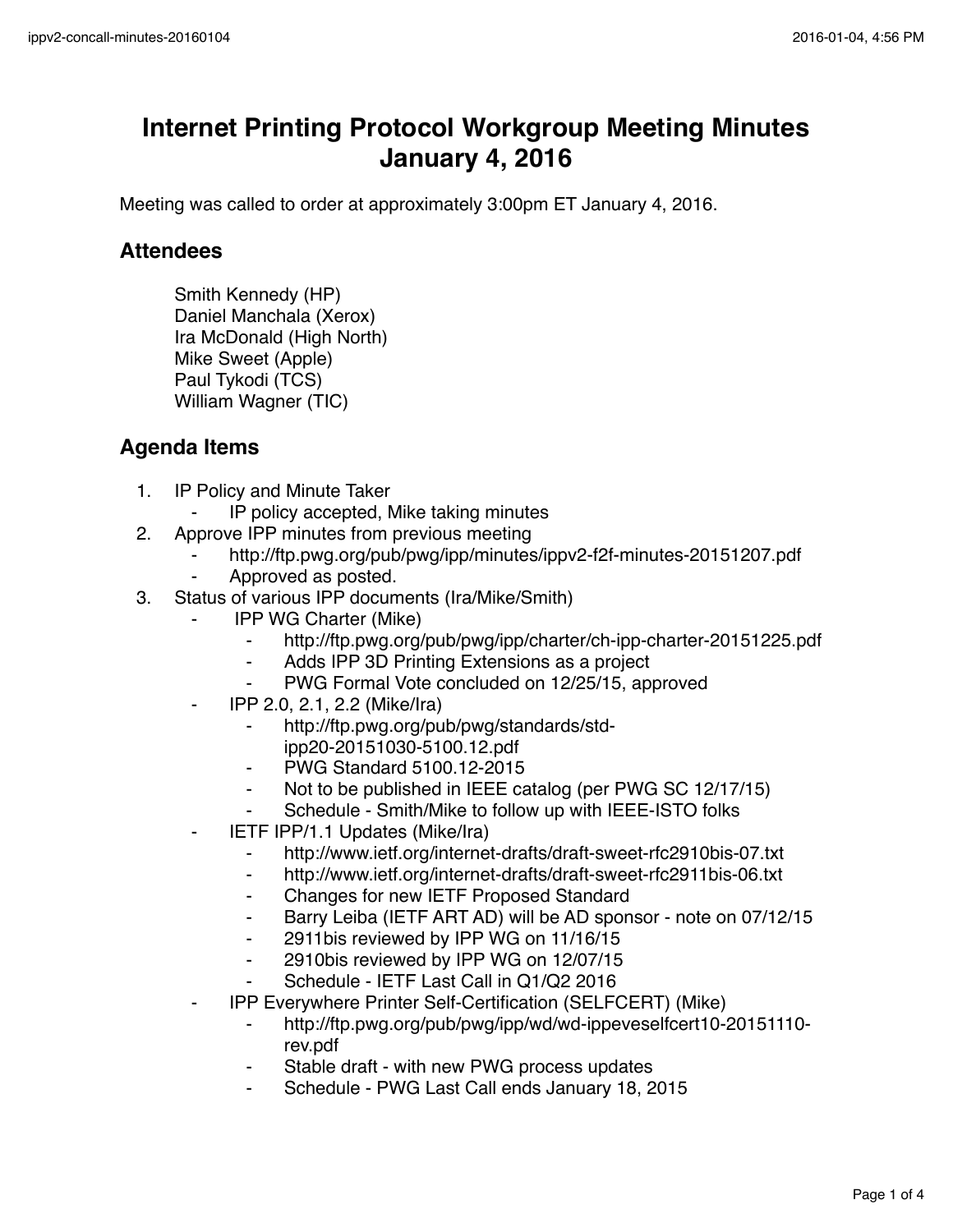# Internet Printing Protocol Workgroup Meeting Minutes
# January 4, 2016

Meeting was called to order at approximately 3:00pm ET January 4, 2016.

## Attendees

Smith Kennedy (HP)
Daniel Manchala (Xerox)
Ira McDonald (High North)
Mike Sweet (Apple)
Paul Tykodi (TCS)
William Wagner (TIC)

## Agenda Items

1. IP Policy and Minute Taker
    - IP policy accepted, Mike taking minutes
2. Approve IPP minutes from previous meeting
    - http://ftp.pwg.org/pub/pwg/ipp/minutes/ippv2-f2f-minutes-20151207.pdf
    - Approved as posted.
3. Status of various IPP documents (Ira/Mike/Smith)
    - IPP WG Charter (Mike)
        - http://ftp.pwg.org/pub/pwg/ipp/charter/ch-ipp-charter-20151225.pdf
        - Adds IPP 3D Printing Extensions as a project
        - PWG Formal Vote concluded on 12/25/15, approved
    - IPP 2.0, 2.1, 2.2 (Mike/Ira)
        - http://ftp.pwg.org/pub/pwg/standards/std-ipp20-20151030-5100.12.pdf
        - PWG Standard 5100.12-2015
        - Not to be published in IEEE catalog (per PWG SC 12/17/15)
        - Schedule - Smith/Mike to follow up with IEEE-ISTO folks
    - IETF IPP/1.1 Updates (Mike/Ira)
        - http://www.ietf.org/internet-drafts/draft-sweet-rfc2910bis-07.txt
        - http://www.ietf.org/internet-drafts/draft-sweet-rfc2911bis-06.txt
        - Changes for new IETF Proposed Standard
        - Barry Leiba (IETF ART AD) will be AD sponsor - note on 07/12/15
        - 2911bis reviewed by IPP WG on 11/16/15
        - 2910bis reviewed by IPP WG on 12/07/15
        - Schedule - IETF Last Call in Q1/Q2 2016
    - IPP Everywhere Printer Self-Certification (SELFCERT) (Mike)
        - http://ftp.pwg.org/pub/pwg/ipp/wd/wd-ippeveselfcert10-20151110-rev.pdf
        - Stable draft - with new PWG process updates
        - Schedule - PWG Last Call ends January 18, 2015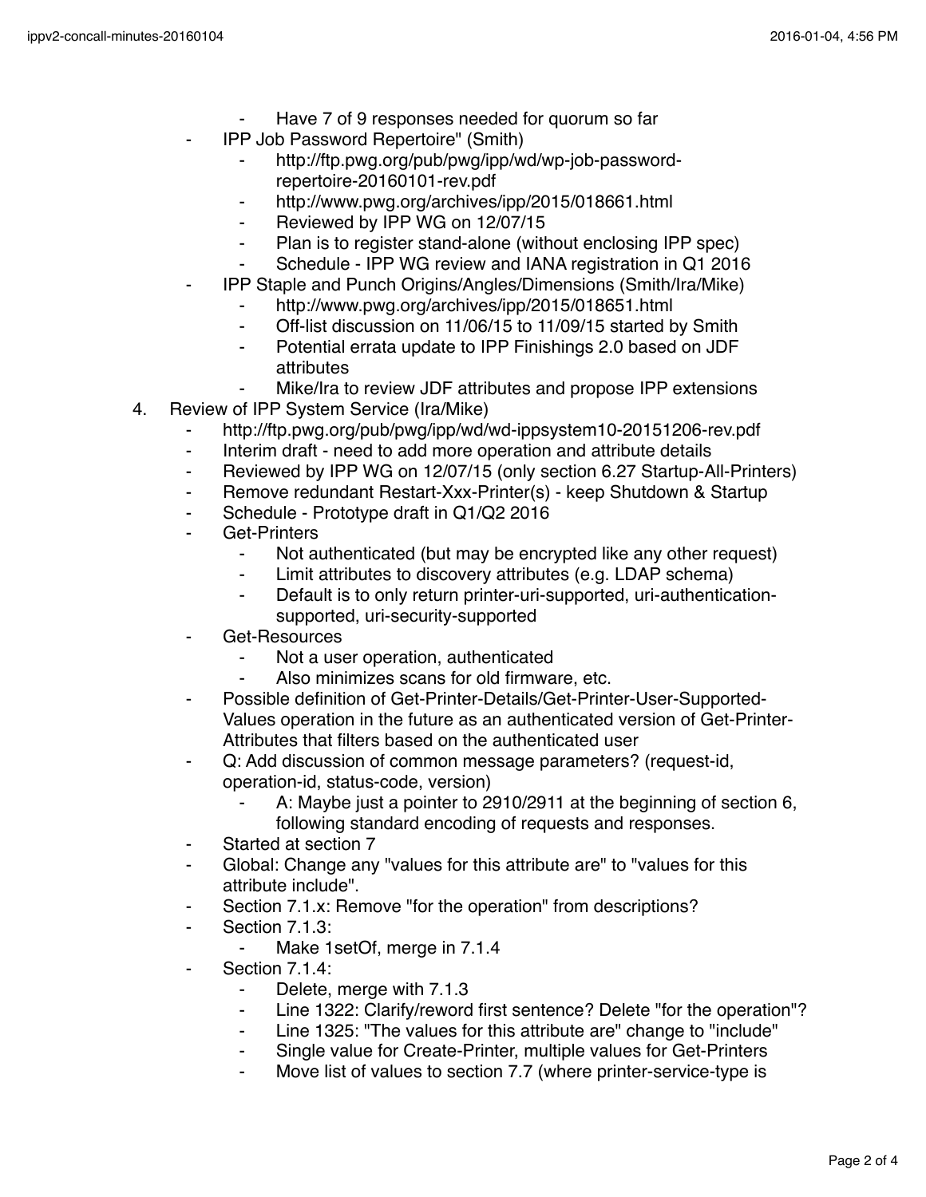- Have 7 of 9 responses needed for quorum so far
    - IPP Job Password Repertoire" (Smith)
        - http://ftp.pwg.org/pub/pwg/ipp/wd/wp-job-password-repertoire-20160101-rev.pdf
        - http://www.pwg.org/archives/ipp/2015/018661.html
        - Reviewed by IPP WG on 12/07/15
        - Plan is to register stand-alone (without enclosing IPP spec)
        - Schedule - IPP WG review and IANA registration in Q1 2016
    - IPP Staple and Punch Origins/Angles/Dimensions (Smith/Ira/Mike)
        - http://www.pwg.org/archives/ipp/2015/018651.html
        - Off-list discussion on 11/06/15 to 11/09/15 started by Smith
        - Potential errata update to IPP Finishings 2.0 based on JDF attributes
        - Mike/Ira to review JDF attributes and propose IPP extensions

4. Review of IPP System Service (Ira/Mike)
    - http://ftp.pwg.org/pub/pwg/ipp/wd/wd-ippsystem10-20151206-rev.pdf
    - Interim draft - need to add more operation and attribute details
    - Reviewed by IPP WG on 12/07/15 (only section 6.27 Startup-All-Printers)
    - Remove redundant Restart-Xxx-Printer(s) - keep Shutdown & Startup
    - Schedule - Prototype draft in Q1/Q2 2016
    - Get-Printers
        - Not authenticated (but may be encrypted like any other request)
        - Limit attributes to discovery attributes (e.g. LDAP schema)
        - Default is to only return printer-uri-supported, uri-authentication-supported, uri-security-supported
    - Get-Resources
        - Not a user operation, authenticated
        - Also minimizes scans for old firmware, etc.
    - Possible definition of Get-Printer-Details/Get-Printer-User-Supported-Values operation in the future as an authenticated version of Get-Printer-Attributes that filters based on the authenticated user
    - Q: Add discussion of common message parameters? (request-id, operation-id, status-code, version)
        - A: Maybe just a pointer to 2910/2911 at the beginning of section 6, following standard encoding of requests and responses.
    - Started at section 7
    - Global: Change any "values for this attribute are" to "values for this attribute include".
    - Section 7.1.x: Remove "for the operation" from descriptions?
    - Section 7.1.3:
        - Make 1setOf, merge in 7.1.4
    - Section 7.1.4:
        - Delete, merge with 7.1.3
        - Line 1322: Clarify/reword first sentence? Delete "for the operation"?
        - Line 1325: "The values for this attribute are" change to "include"
        - Single value for Create-Printer, multiple values for Get-Printers
        - Move list of values to section 7.7 (where printer-service-type is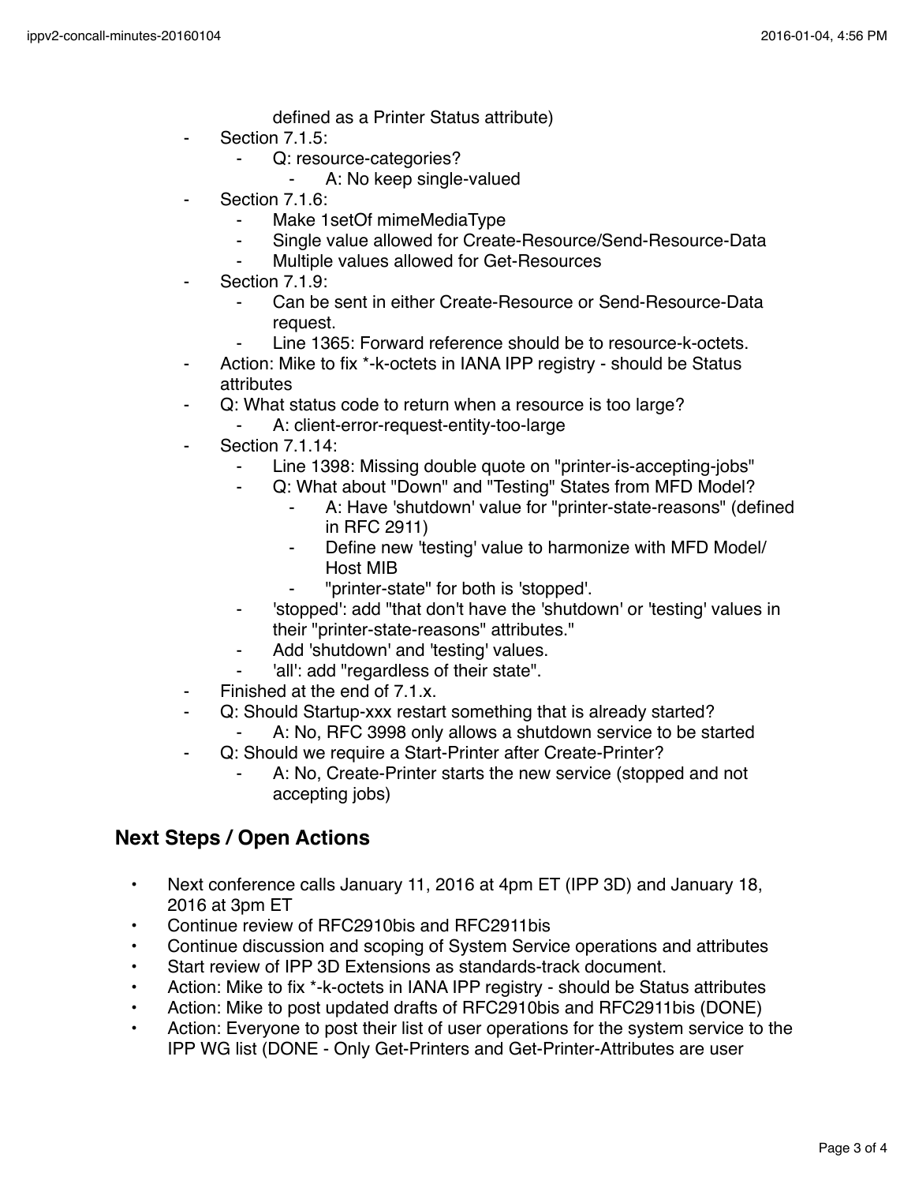defined as a Printer Status attribute)

- Section 7.1.5:
    - Q: resource-categories?
        - A: No keep single-valued
- Section 7.1.6:
    - Make 1setOf mimeMediaType
    - Single value allowed for Create-Resource/Send-Resource-Data
    - Multiple values allowed for Get-Resources
- Section 7.1.9:
    - Can be sent in either Create-Resource or Send-Resource-Data request.
    - Line 1365: Forward reference should be to resource-k-octets.
- Action: Mike to fix *-k-octets in IANA IPP registry - should be Status attributes
- Q: What status code to return when a resource is too large?
    - A: client-error-request-entity-too-large
- Section 7.1.14:
    - Line 1398: Missing double quote on "printer-is-accepting-jobs"
    - Q: What about "Down" and "Testing" States from MFD Model?
        - A: Have 'shutdown' value for "printer-state-reasons" (defined in RFC 2911)
        - Define new 'testing' value to harmonize with MFD Model/ Host MIB
        - "printer-state" for both is 'stopped'.
    - 'stopped': add "that don't have the 'shutdown' or 'testing' values in their "printer-state-reasons" attributes."
    - Add 'shutdown' and 'testing' values.
    - 'all': add "regardless of their state".
- Finished at the end of 7.1.x.
- Q: Should Startup-xxx restart something that is already started?
    - A: No, RFC 3998 only allows a shutdown service to be started
- Q: Should we require a Start-Printer after Create-Printer?
    - A: No, Create-Printer starts the new service (stopped and not accepting jobs)

## Next Steps / Open Actions

- Next conference calls January 11, 2016 at 4pm ET (IPP 3D) and January 18, 2016 at 3pm ET
- Continue review of RFC2910bis and RFC2911bis
- Continue discussion and scoping of System Service operations and attributes
- Start review of IPP 3D Extensions as standards-track document.
- Action: Mike to fix *-k-octets in IANA IPP registry - should be Status attributes
- Action: Mike to post updated drafts of RFC2910bis and RFC2911bis (DONE)
- Action: Everyone to post their list of user operations for the system service to the IPP WG list (DONE - Only Get-Printers and Get-Printer-Attributes are user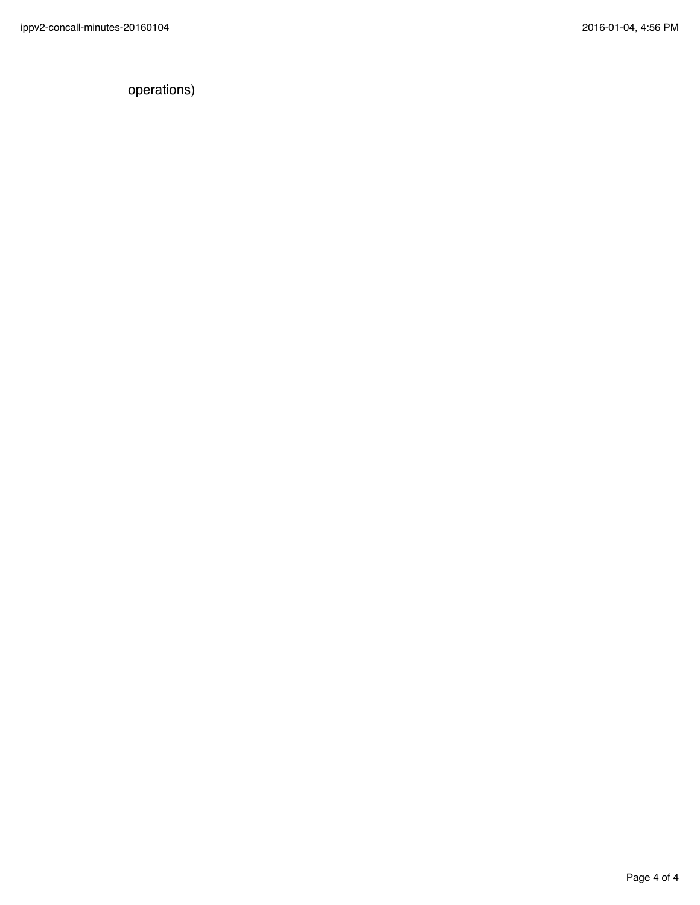operations)